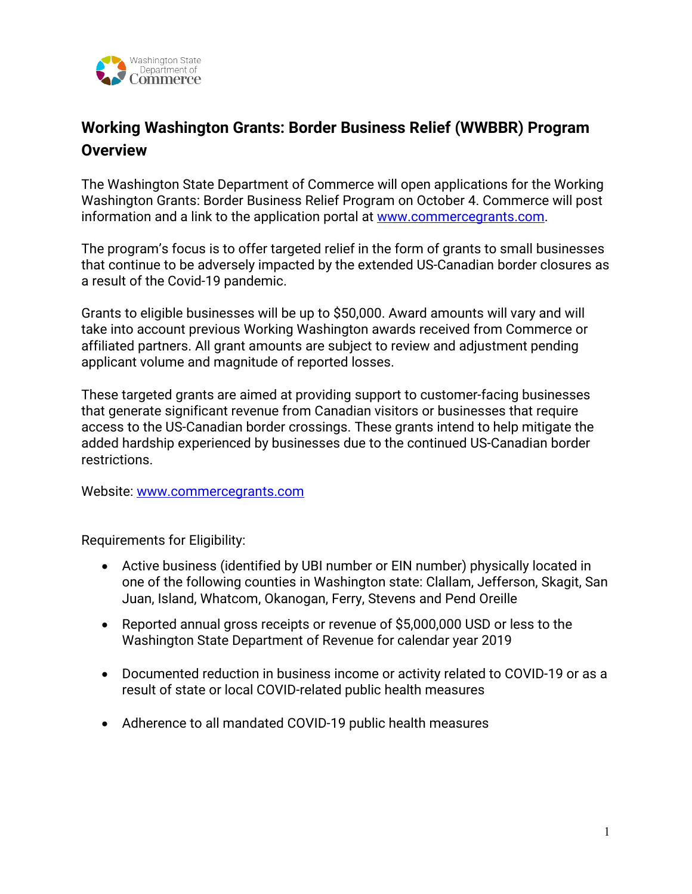# Working Washington Grants: Border Business Relief (WWBBR) Program Overview

The Washington State Department of Commerce will open applications for the Working Washington Grants: Border Business Relief Program on October 4. Commerce will post information and a link to the application portal at www.commercegrants.com.

The program's focus is to offer targeted relief in the form of grants to small businesses that continue to be adversely impacted by the extended US-Canadian border closures as a result of the Covid-19 pandemic.

Grants to eligible businesses will be up to $50,000. Award amounts will vary and will take into account previous Working Washington awards received from Commerce or affiliated partners. All grant amounts are subject to review and adjustment pending applicant volume and magnitude of reported losses.

These targeted grants are aimed at providing support to customer-facing businesses that generate significant revenue from Canadian visitors or businesses that require access to the US-Canadian border crossings. These grants intend to help mitigate the added hardship experienced by businesses due to the continued US-Canadian border restrictions.

Website: www.commercegrants.com

Requirements for Eligibility:

- Active business (identified by UBI number or EIN number) physically located in one of the following counties in Washington state: Clallam, Jefferson, Skagit, San Juan, Island, Whatcom, Okanogan, Ferry, Stevens and Pend Oreille
- Reported annual gross receipts or revenue of $5,000,000 USD or less to the Washington State Department of Revenue for calendar year 2019
- Documented reduction in business income or activity related to COVID-19 or as a result of state or local COVID-related public health measures
- Adherence to all mandated COVID-19 public health measures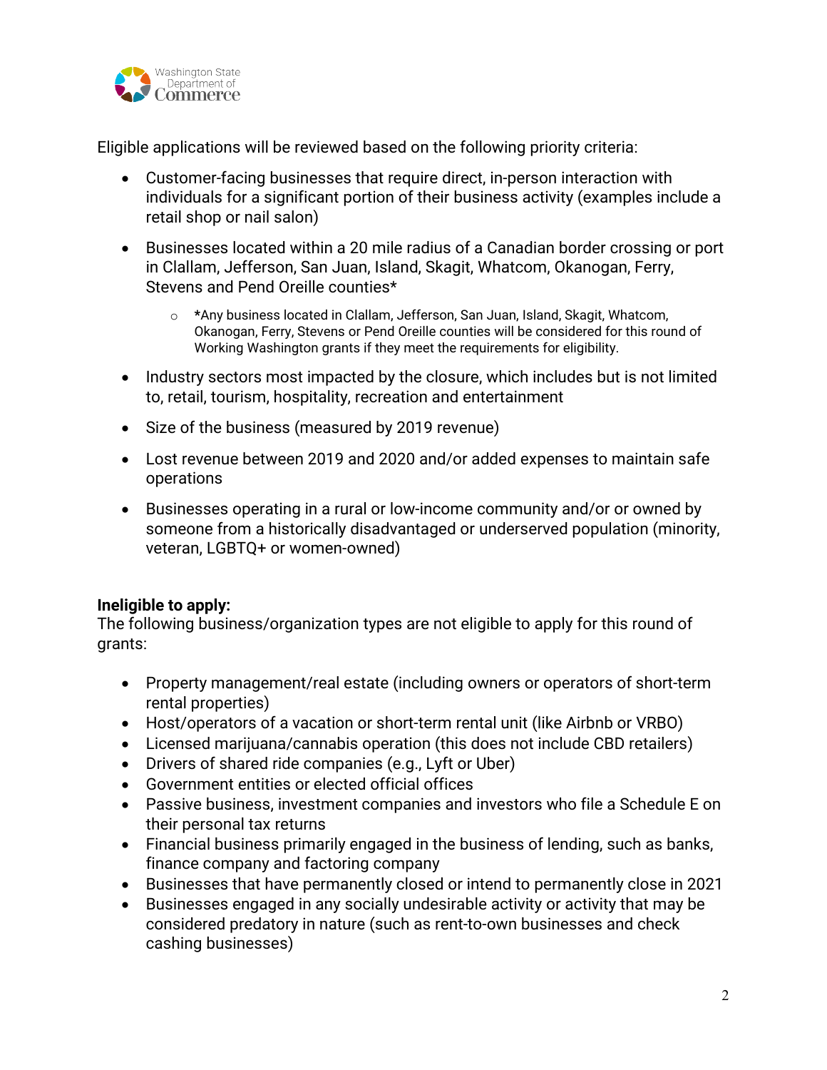Eligible applications will be reviewed based on the following priority criteria:

- Customer-facing businesses that require direct, in-person interaction with individuals for a significant portion of their business activity (examples include a retail shop or nail salon)
- Businesses located within a 20 mile radius of a Canadian border crossing or port in Clallam, Jefferson, San Juan, Island, Skagit, Whatcom, Okanogan, Ferry, Stevens and Pend Oreille counties*
  - *Any business located in Clallam, Jefferson, San Juan, Island, Skagit, Whatcom, Okanogan, Ferry, Stevens or Pend Oreille counties will be considered for this round of Working Washington grants if they meet the requirements for eligibility.
- Industry sectors most impacted by the closure, which includes but is not limited to, retail, tourism, hospitality, recreation and entertainment
- Size of the business (measured by 2019 revenue)
- Lost revenue between 2019 and 2020 and/or added expenses to maintain safe operations
- Businesses operating in a rural or low-income community and/or or owned by someone from a historically disadvantaged or underserved population (minority, veteran, LGBTQ+ or women-owned)

**Ineligible to apply:**
The following business/organization types are not eligible to apply for this round of grants:

- Property management/real estate (including owners or operators of short-term rental properties)
- Host/operators of a vacation or short-term rental unit (like Airbnb or VRBO)
- Licensed marijuana/cannabis operation (this does not include CBD retailers)
- Drivers of shared ride companies (e.g., Lyft or Uber)
- Government entities or elected official offices
- Passive business, investment companies and investors who file a Schedule E on their personal tax returns
- Financial business primarily engaged in the business of lending, such as banks, finance company and factoring company
- Businesses that have permanently closed or intend to permanently close in 2021
- Businesses engaged in any socially undesirable activity or activity that may be considered predatory in nature (such as rent-to-own businesses and check cashing businesses)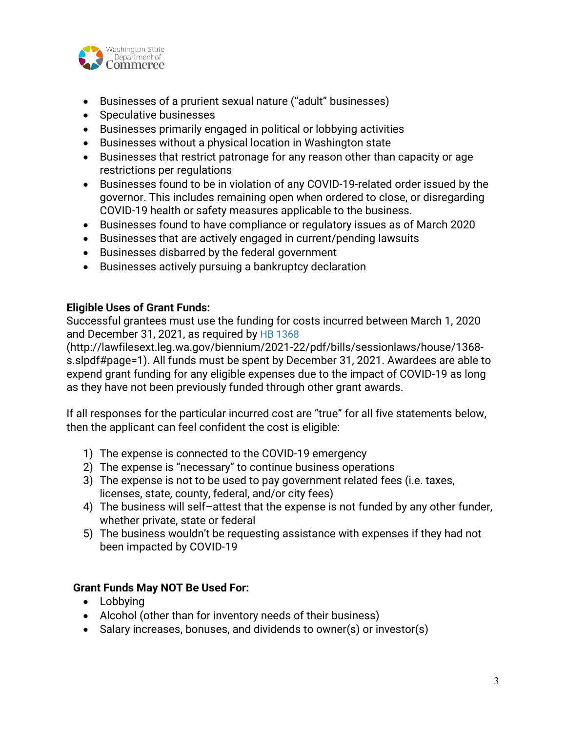- Businesses of a prurient sexual nature ("adult" businesses)
- Speculative businesses
- Businesses primarily engaged in political or lobbying activities
- Businesses without a physical location in Washington state
- Businesses that restrict patronage for any reason other than capacity or age restrictions per regulations
- Businesses found to be in violation of any COVID-19-related order issued by the governor. This includes remaining open when ordered to close, or disregarding COVID-19 health or safety measures applicable to the business.
- Businesses found to have compliance or regulatory issues as of March 2020
- Businesses that are actively engaged in current/pending lawsuits
- Businesses disbarred by the federal government
- Businesses actively pursuing a bankruptcy declaration

**Eligible Uses of Grant Funds:**
Successful grantees must use the funding for costs incurred between March 1, 2020 and December 31, 2021, as required by HB 1368 (http://lawfilesext.leg.wa.gov/biennium/2021-22/pdf/bills/sessionlaws/house/1368-s.slpdf#page=1). All funds must be spent by December 31, 2021. Awardees are able to expend grant funding for any eligible expenses due to the impact of COVID-19 as long as they have not been previously funded through other grant awards.

If all responses for the particular incurred cost are "true" for all five statements below, then the applicant can feel confident the cost is eligible:

1) The expense is connected to the COVID-19 emergency
2) The expense is "necessary" to continue business operations
3) The expense is not to be used to pay government related fees (i.e. taxes, licenses, state, county, federal, and/or city fees)
4) The business will self–attest that the expense is not funded by any other funder, whether private, state or federal
5) The business wouldn't be requesting assistance with expenses if they had not been impacted by COVID-19

**Grant Funds May NOT Be Used For:**

- Lobbying
- Alcohol (other than for inventory needs of their business)
- Salary increases, bonuses, and dividends to owner(s) or investor(s)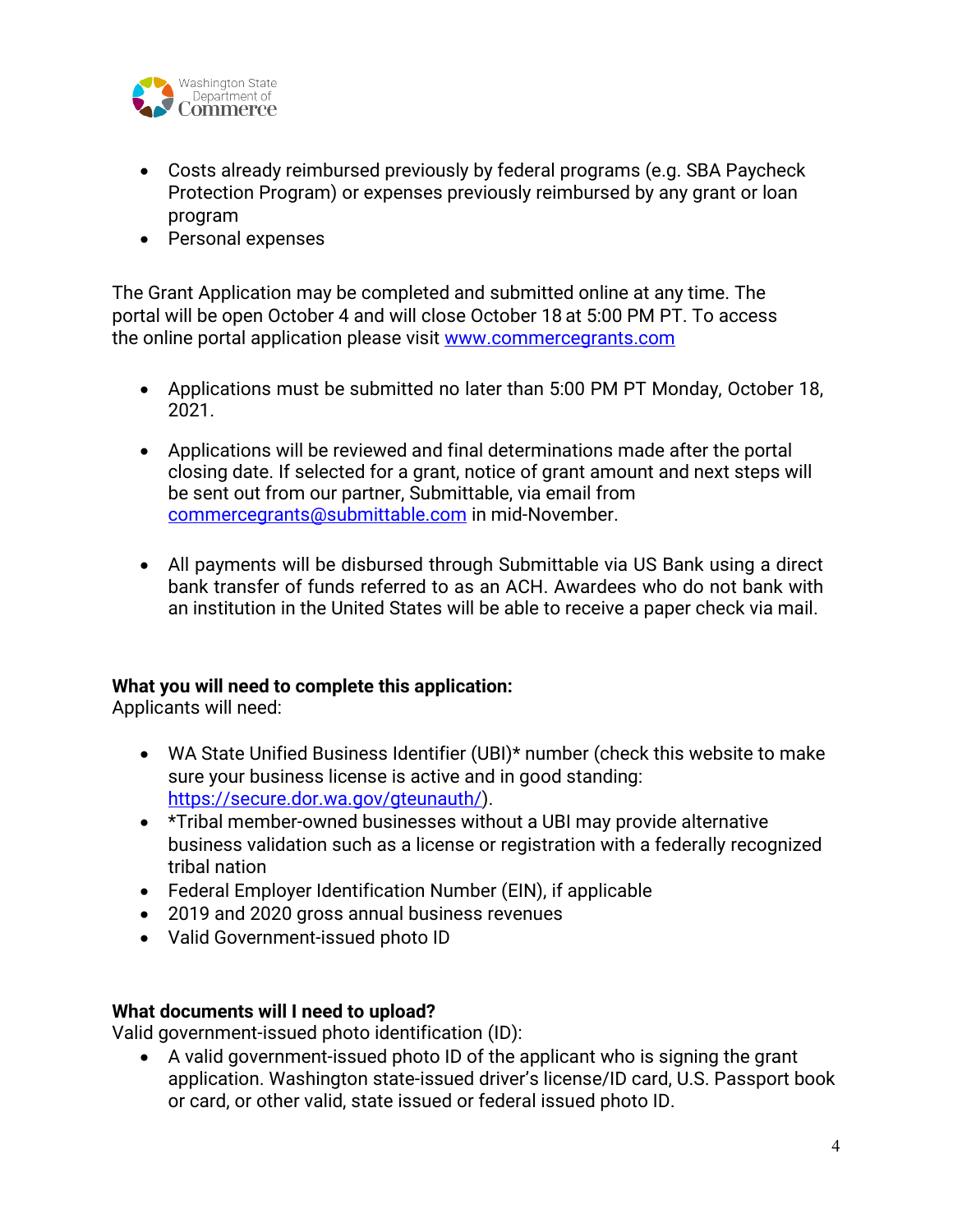- Costs already reimbursed previously by federal programs (e.g. SBA Paycheck Protection Program) or expenses previously reimbursed by any grant or loan program
- Personal expenses

The Grant Application may be completed and submitted online at any time. The portal will be open October 4 and will close October 18 at 5:00 PM PT. To access the online portal application please visit [www.commercegrants.com](www.commercegrants.com)

- Applications must be submitted no later than 5:00 PM PT Monday, October 18, 2021.

- Applications will be reviewed and final determinations made after the portal closing date. If selected for a grant, notice of grant amount and next steps will be sent out from our partner, Submittable, via email from [commercegrants@submittable.com](mailto:commercegrants@submittable.com) in mid-November.

- All payments will be disbursed through Submittable via US Bank using a direct bank transfer of funds referred to as an ACH. Awardees who do not bank with an institution in the United States will be able to receive a paper check via mail.

**What you will need to complete this application:**
Applicants will need:

- WA State Unified Business Identifier (UBI)* number (check this website to make sure your business license is active and in good standing: [https://secure.dor.wa.gov/gteunauth/](https://secure.dor.wa.gov/gteunauth/)).
- *Tribal member-owned businesses without a UBI may provide alternative business validation such as a license or registration with a federally recognized tribal nation
- Federal Employer Identification Number (EIN), if applicable
- 2019 and 2020 gross annual business revenues
- Valid Government-issued photo ID

**What documents will I need to upload?**
Valid government-issued photo identification (ID):

- A valid government-issued photo ID of the applicant who is signing the grant application. Washington state-issued driver's license/ID card, U.S. Passport book or card, or other valid, state issued or federal issued photo ID.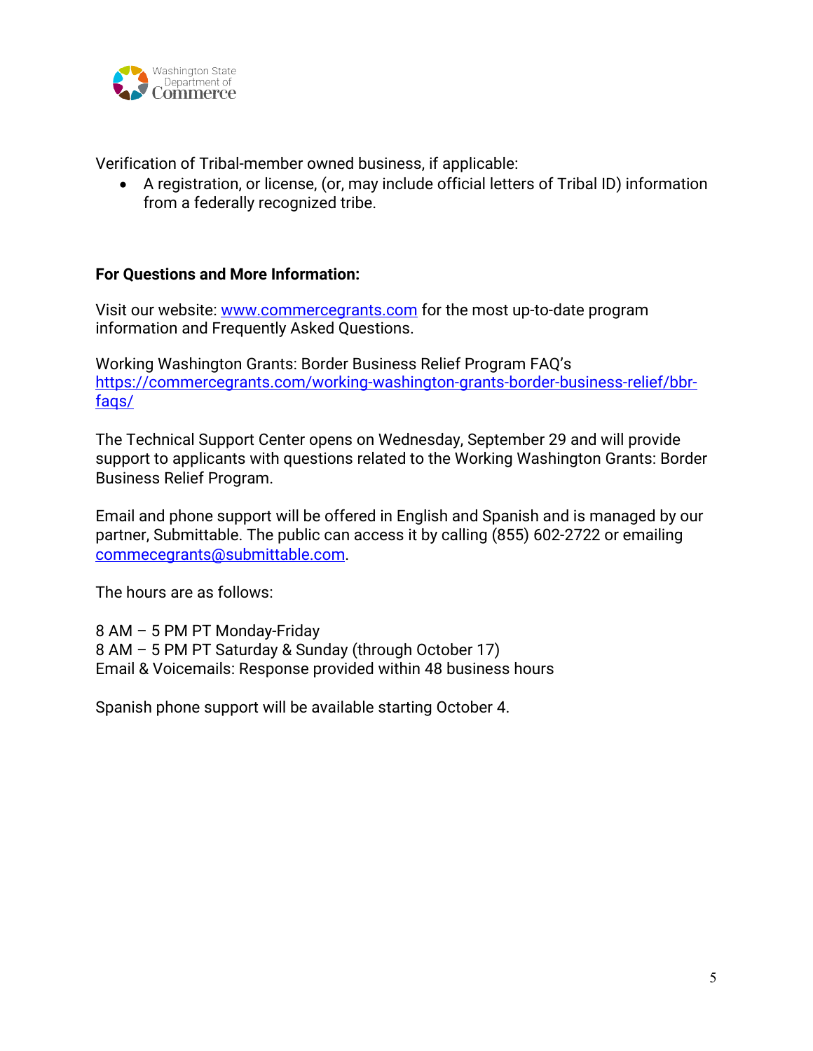Verification of Tribal-member owned business, if applicable:

- A registration, or license, (or, may include official letters of Tribal ID) information from a federally recognized tribe.

**For Questions and More Information:**

Visit our website: [www.commercegrants.com](http://www.commercegrants.com) for the most up-to-date program information and Frequently Asked Questions.

Working Washington Grants: Border Business Relief Program FAQ's
[https://commercegrants.com/working-washington-grants-border-business-relief/bbr-faqs/](https://commercegrants.com/working-washington-grants-border-business-relief/bbr-faqs/)

The Technical Support Center opens on Wednesday, September 29 and will provide support to applicants with questions related to the Working Washington Grants: Border Business Relief Program.

Email and phone support will be offered in English and Spanish and is managed by our partner, Submittable. The public can access it by calling (855) 602-2722 or emailing [commecegrants@submittable.com](mailto:commecegrants@submittable.com).

The hours are as follows:

8 AM – 5 PM PT Monday-Friday
8 AM – 5 PM PT Saturday & Sunday (through October 17)
Email & Voicemails: Response provided within 48 business hours

Spanish phone support will be available starting October 4.